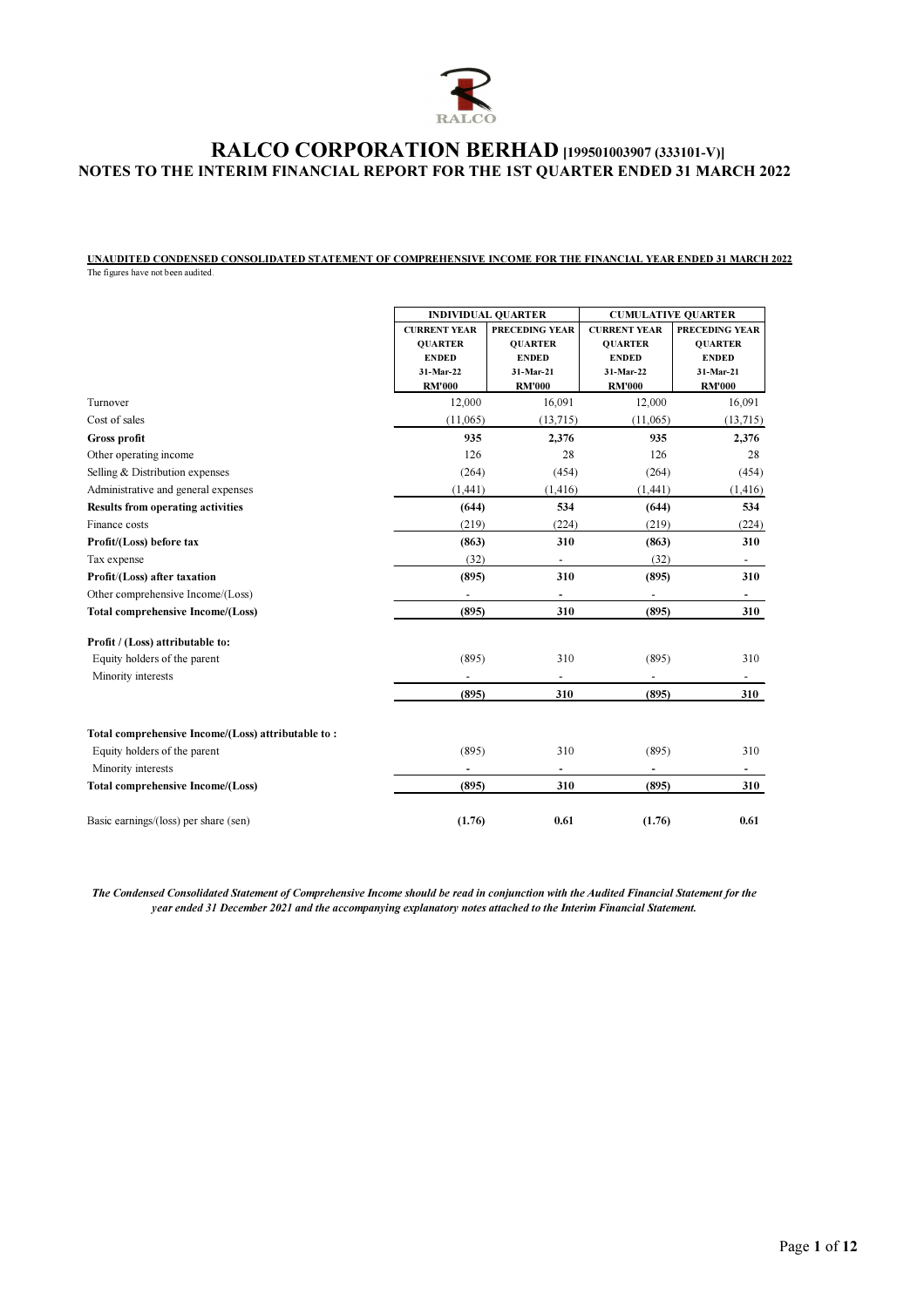# RALCO CORPORATION BERHAD [199501003907 (333101-V)]

## NOTES TO THE INTERIM FINANCIAL REPORT FOR THE 1ST QUARTER ENDED 31 MARCH 2022

**UNAUDITED CONDENSED CONSOLIDATED STATEMENT OF COMPREHENSIVE INCOME FOR THE FINANCIAL YEAR ENDED 31 MARCH 2022**

The figures have not been audited.

| | INDIVIDUAL QUARTER | | CUMULATIVE QUARTER | |
|---|---|---|---|---|
| | CURRENT YEAR QUARTER ENDED 31-Mar-22 RM'000 | PRECEDING YEAR QUARTER ENDED 31-Mar-21 RM'000 | CURRENT YEAR QUARTER ENDED 31-Mar-22 RM'000 | PRECEDING YEAR QUARTER ENDED 31-Mar-21 RM'000 |
| Turnover | 12,000 | 16,091 | 12,000 | 16,091 |
| Cost of sales | (11,065) | (13,715) | (11,065) | (13,715) |
| **Gross profit** | **935** | **2,376** | **935** | **2,376** |
| Other operating income | 126 | 28 | 126 | 28 |
| Selling & Distribution expenses | (264) | (454) | (264) | (454) |
| Administrative and general expenses | (1,441) | (1,416) | (1,441) | (1,416) |
| **Results from operating activities** | **(644)** | **534** | **(644)** | **534** |
| Finance costs | (219) | (224) | (219) | (224) |
| **Profit/(Loss) before tax** | **(863)** | **310** | **(863)** | **310** |
| Tax expense | (32) | - | (32) | - |
| **Profit/(Loss) after taxation** | **(895)** | **310** | **(895)** | **310** |
| Other comprehensive Income/(Loss) | - | - | - | - |
| **Total comprehensive Income/(Loss)** | **(895)** | **310** | **(895)** | **310** |
| | | | | |
| **Profit / (Loss) attributable to:** | | | | |
| Equity holders of the parent | (895) | 310 | (895) | 310 |
| Minority interests | - | - | - | - |
| | **(895)** | **310** | **(895)** | **310** |
| | | | | |
| **Total comprehensive Income/(Loss) attributable to :** | | | | |
| Equity holders of the parent | (895) | 310 | (895) | 310 |
| Minority interests | - | - | - | - |
| **Total comprehensive Income/(Loss)** | **(895)** | **310** | **(895)** | **310** |
| | | | | |
| Basic earnings/(loss) per share (sen) | **(1.76)** | **0.61** | **(1.76)** | **0.61** |

***The Condensed Consolidated Statement of Comprehensive Income should be read in conjunction with the Audited Financial Statement for the year ended 31 December 2021 and the accompanying explanatory notes attached to the Interim Financial Statement.***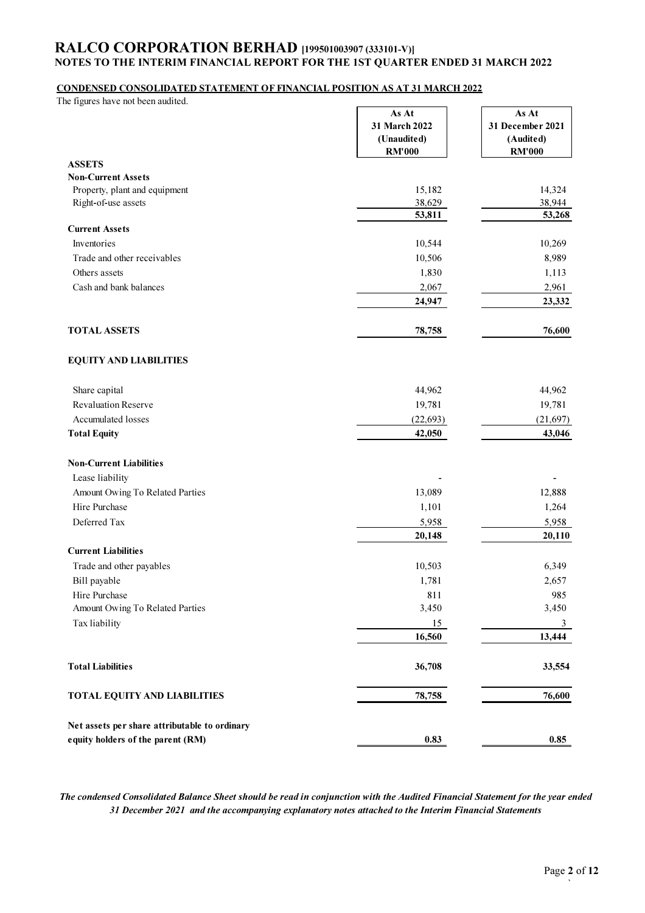# RALCO CORPORATION BERHAD [199501003907 (333101-V)]

## NOTES TO THE INTERIM FINANCIAL REPORT FOR THE 1ST QUARTER ENDED 31 MARCH 2022

**CONDENSED CONSOLIDATED STATEMENT OF FINANCIAL POSITION AS AT 31 MARCH 2022**

The figures have not been audited.

| | As At 31 March 2022 (Unaudited) RM'000 | As At 31 December 2021 (Audited) RM'000 |
|---|---|---|
| **ASSETS** | | |
| **Non-Current Assets** | | |
| Property, plant and equipment | 15,182 | 14,324 |
| Right-of-use assets | 38,629 | 38,944 |
| | **53,811** | **53,268** |
| **Current Assets** | | |
| Inventories | 10,544 | 10,269 |
| Trade and other receivables | 10,506 | 8,989 |
| Others assets | 1,830 | 1,113 |
| Cash and bank balances | 2,067 | 2,961 |
| | **24,947** | **23,332** |
| **TOTAL ASSETS** | **78,758** | **76,600** |
| **EQUITY AND LIABILITIES** | | |
| Share capital | 44,962 | 44,962 |
| Revaluation Reserve | 19,781 | 19,781 |
| Accumulated losses | (22,693) | (21,697) |
| **Total Equity** | **42,050** | **43,046** |
| **Non-Current Liabilities** | | |
| Lease liability | - | - |
| Amount Owing To Related Parties | 13,089 | 12,888 |
| Hire Purchase | 1,101 | 1,264 |
| Deferred Tax | 5,958 | 5,958 |
| | **20,148** | **20,110** |
| **Current Liabilities** | | |
| Trade and other payables | 10,503 | 6,349 |
| Bill payable | 1,781 | 2,657 |
| Hire Purchase | 811 | 985 |
| Amount Owing To Related Parties | 3,450 | 3,450 |
| Tax liability | 15 | 3 |
| | **16,560** | **13,444** |
| **Total Liabilities** | **36,708** | **33,554** |
| **TOTAL EQUITY AND LIABILITIES** | **78,758** | **76,600** |
| **Net assets per share attributable to ordinary equity holders of the parent (RM)** | **0.83** | **0.85** |

***The condensed Consolidated Balance Sheet should be read in conjunction with the Audited Financial Statement for the year ended 31 December 2021 and the accompanying explanatory notes attached to the Interim Financial Statements***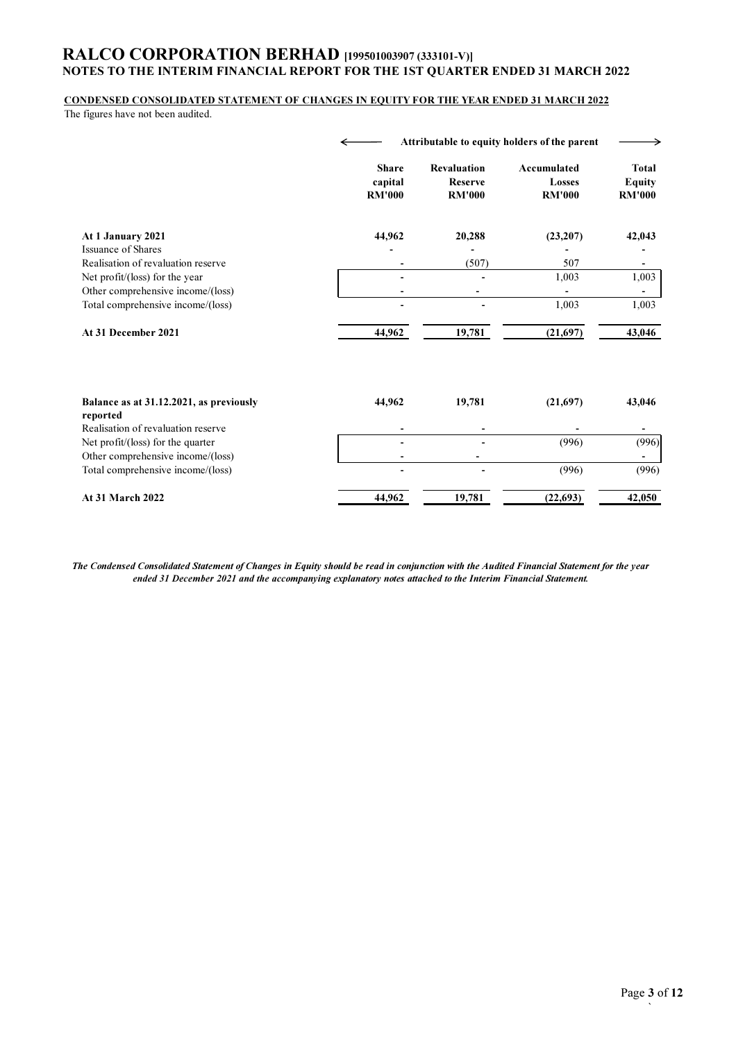# RALCO CORPORATION BERHAD [199501003907 (333101-V)]
## NOTES TO THE INTERIM FINANCIAL REPORT FOR THE 1ST QUARTER ENDED 31 MARCH 2022

**CONDENSED CONSOLIDATED STATEMENT OF CHANGES IN EQUITY FOR THE YEAR ENDED 31 MARCH 2022**

The figures have not been audited.

| | Attributable to equity holders of the parent | | | |
|---|---|---|---|---|
| | **Share capital RM'000** | **Revaluation Reserve RM'000** | **Accumulated Losses RM'000** | **Total Equity RM'000** |
| **At 1 January 2021** | **44,962** | **20,288** | **(23,207)** | **42,043** |
| Issuance of Shares | - | - | - | - |
| Realisation of revaluation reserve | - | (507) | 507 | - |
| Net profit/(loss) for the year | - | - | 1,003 | 1,003 |
| Other comprehensive income/(loss) | - | - | - | - |
| Total comprehensive income/(loss) | - | - | 1,003 | 1,003 |
| **At 31 December 2021** | **44,962** | **19,781** | **(21,697)** | **43,046** |
| | | | | |
| **Balance as at 31.12.2021, as previously reported** | **44,962** | **19,781** | **(21,697)** | **43,046** |
| Realisation of revaluation reserve | - | - | - | - |
| Net profit/(loss) for the quarter | - | - | (996) | (996) |
| Other comprehensive income/(loss) | - | - | | - |
| Total comprehensive income/(loss) | - | - | (996) | (996) |
| **At 31 March 2022** | **44,962** | **19,781** | **(22,693)** | **42,050** |

***The Condensed Consolidated Statement of Changes in Equity should be read in conjunction with the Audited Financial Statement for the year ended 31 December 2021 and the accompanying explanatory notes attached to the Interim Financial Statement.***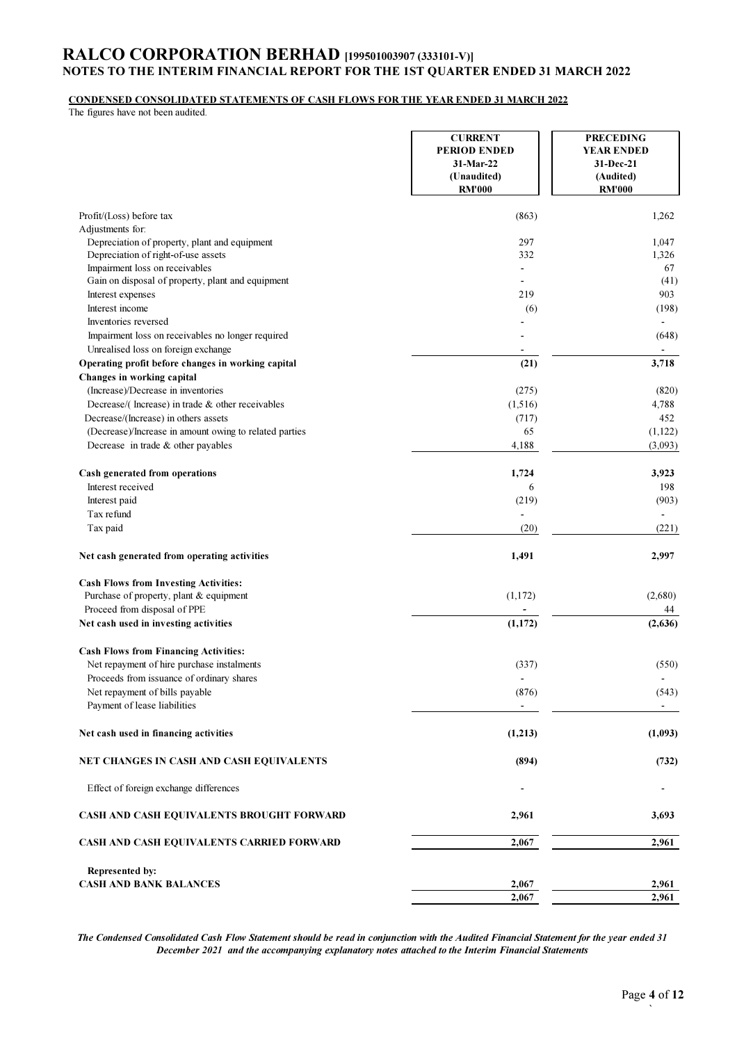# RALCO CORPORATION BERHAD [199501003907 (333101-V)]

## NOTES TO THE INTERIM FINANCIAL REPORT FOR THE 1ST QUARTER ENDED 31 MARCH 2022

**CONDENSED CONSOLIDATED STATEMENTS OF CASH FLOWS FOR THE YEAR ENDED 31 MARCH 2022**

The figures have not been audited.

| | CURRENT PERIOD ENDED 31-Mar-22 (Unaudited) RM'000 | PRECEDING YEAR ENDED 31-Dec-21 (Audited) RM'000 |
|---|---|---|
| Profit/(Loss) before tax | (863) | 1,262 |
| Adjustments for: | | |
| Depreciation of property, plant and equipment | 297 | 1,047 |
| Depreciation of right-of-use assets | 332 | 1,326 |
| Impairment loss on receivables | - | 67 |
| Gain on disposal of property, plant and equipment | - | (41) |
| Interest expenses | 219 | 903 |
| Interest income | (6) | (198) |
| Inventories reversed | - | - |
| Impairment loss on receivables no longer required | - | (648) |
| Unrealised loss on foreign exchange | - | - |
| **Operating profit before changes in working capital** | **(21)** | **3,718** |
| **Changes in working capital** | | |
| (Increase)/Decrease in inventories | (275) | (820) |
| Decrease/( Increase) in trade & other receivables | (1,516) | 4,788 |
| Decrease/(Increase) in others assets | (717) | 452 |
| (Decrease)/Increase in amount owing to related parties | 65 | (1,122) |
| Decrease in trade & other payables | 4,188 | (3,093) |
| **Cash generated from operations** | **1,724** | **3,923** |
| Interest received | 6 | 198 |
| Interest paid | (219) | (903) |
| Tax refund | - | - |
| Tax paid | (20) | (221) |
| **Net cash generated from operating activities** | **1,491** | **2,997** |
| **Cash Flows from Investing Activities:** | | |
| Purchase of property, plant & equipment | (1,172) | (2,680) |
| Proceed from disposal of PPE | - | 44 |
| **Net cash used in investing activities** | **(1,172)** | **(2,636)** |
| **Cash Flows from Financing Activities:** | | |
| Net repayment of hire purchase instalments | (337) | (550) |
| Proceeds from issuance of ordinary shares | - | - |
| Net repayment of bills payable | (876) | (543) |
| Payment of lease liabilities | - | - |
| **Net cash used in financing activities** | **(1,213)** | **(1,093)** |
| **NET CHANGES IN CASH AND CASH EQUIVALENTS** | **(894)** | **(732)** |
| Effect of foreign exchange differences | - | - |
| **CASH AND CASH EQUIVALENTS BROUGHT FORWARD** | **2,961** | **3,693** |
| **CASH AND CASH EQUIVALENTS CARRIED FORWARD** | **2,067** | **2,961** |
| **Represented by:** | | |
| **CASH AND BANK BALANCES** | **2,067** | **2,961** |
| | **2,067** | **2,961** |

*The Condensed Consolidated Cash Flow Statement should be read in conjunction with the Audited Financial Statement for the year ended 31 December 2021 and the accompanying explanatory notes attached to the Interim Financial Statements*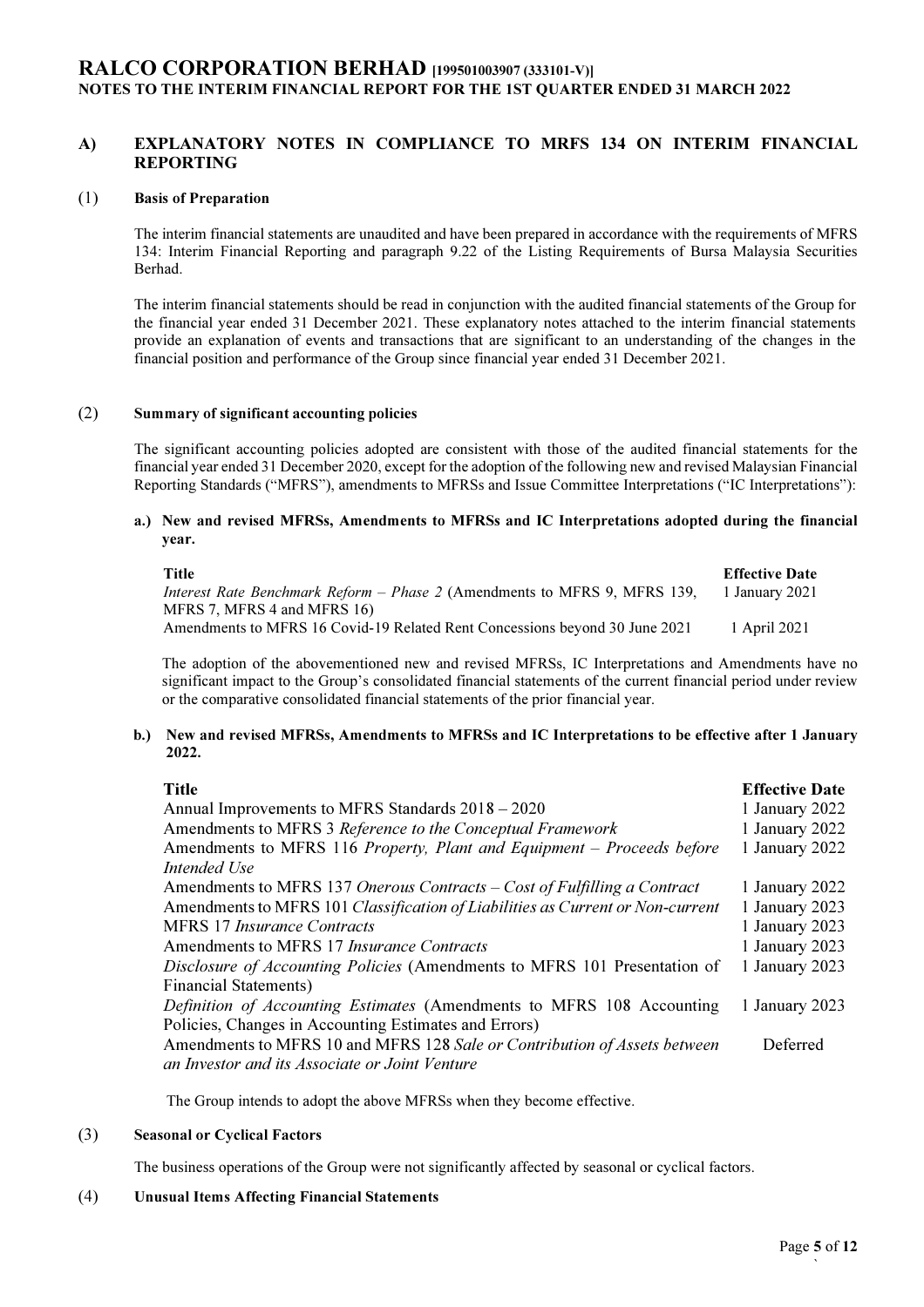## A) EXPLANATORY NOTES IN COMPLIANCE TO MRFS 134 ON INTERIM FINANCIAL REPORTING

### (1) Basis of Preparation

The interim financial statements are unaudited and have been prepared in accordance with the requirements of MFRS 134: Interim Financial Reporting and paragraph 9.22 of the Listing Requirements of Bursa Malaysia Securities Berhad.

The interim financial statements should be read in conjunction with the audited financial statements of the Group for the financial year ended 31 December 2021. These explanatory notes attached to the interim financial statements provide an explanation of events and transactions that are significant to an understanding of the changes in the financial position and performance of the Group since financial year ended 31 December 2021.

### (2) Summary of significant accounting policies

The significant accounting policies adopted are consistent with those of the audited financial statements for the financial year ended 31 December 2020, except for the adoption of the following new and revised Malaysian Financial Reporting Standards ("MFRS"), amendments to MFRSs and Issue Committee Interpretations ("IC Interpretations"):

**a.) New and revised MFRSs, Amendments to MFRSs and IC Interpretations adopted during the financial year.**

| Title | Effective Date |
|---|---|
| *Interest Rate Benchmark Reform – Phase 2* (Amendments to MFRS 9, MFRS 139, MFRS 7, MFRS 4 and MFRS 16) | 1 January 2021 |
| Amendments to MFRS 16 Covid-19 Related Rent Concessions beyond 30 June 2021 | 1 April 2021 |

The adoption of the abovementioned new and revised MFRSs, IC Interpretations and Amendments have no significant impact to the Group's consolidated financial statements of the current financial period under review or the comparative consolidated financial statements of the prior financial year.

**b.) New and revised MFRSs, Amendments to MFRSs and IC Interpretations to be effective after 1 January 2022.**

| Title | Effective Date |
|---|---|
| Annual Improvements to MFRS Standards 2018 – 2020 | 1 January 2022 |
| Amendments to MFRS 3 *Reference to the Conceptual Framework* | 1 January 2022 |
| Amendments to MFRS 116 *Property, Plant and Equipment – Proceeds before Intended Use* | 1 January 2022 |
| Amendments to MFRS 137 *Onerous Contracts – Cost of Fulfilling a Contract* | 1 January 2022 |
| Amendments to MFRS 101 *Classification of Liabilities as Current or Non-current* | 1 January 2023 |
| MFRS 17 *Insurance Contracts* | 1 January 2023 |
| Amendments to MFRS 17 *Insurance Contracts* | 1 January 2023 |
| *Disclosure of Accounting Policies* (Amendments to MFRS 101 Presentation of Financial Statements) | 1 January 2023 |
| *Definition of Accounting Estimates* (Amendments to MFRS 108 Accounting Policies, Changes in Accounting Estimates and Errors) | 1 January 2023 |
| Amendments to MFRS 10 and MFRS 128 *Sale or Contribution of Assets between an Investor and its Associate or Joint Venture* | Deferred |

The Group intends to adopt the above MFRSs when they become effective.

### (3) Seasonal or Cyclical Factors

The business operations of the Group were not significantly affected by seasonal or cyclical factors.

### (4) Unusual Items Affecting Financial Statements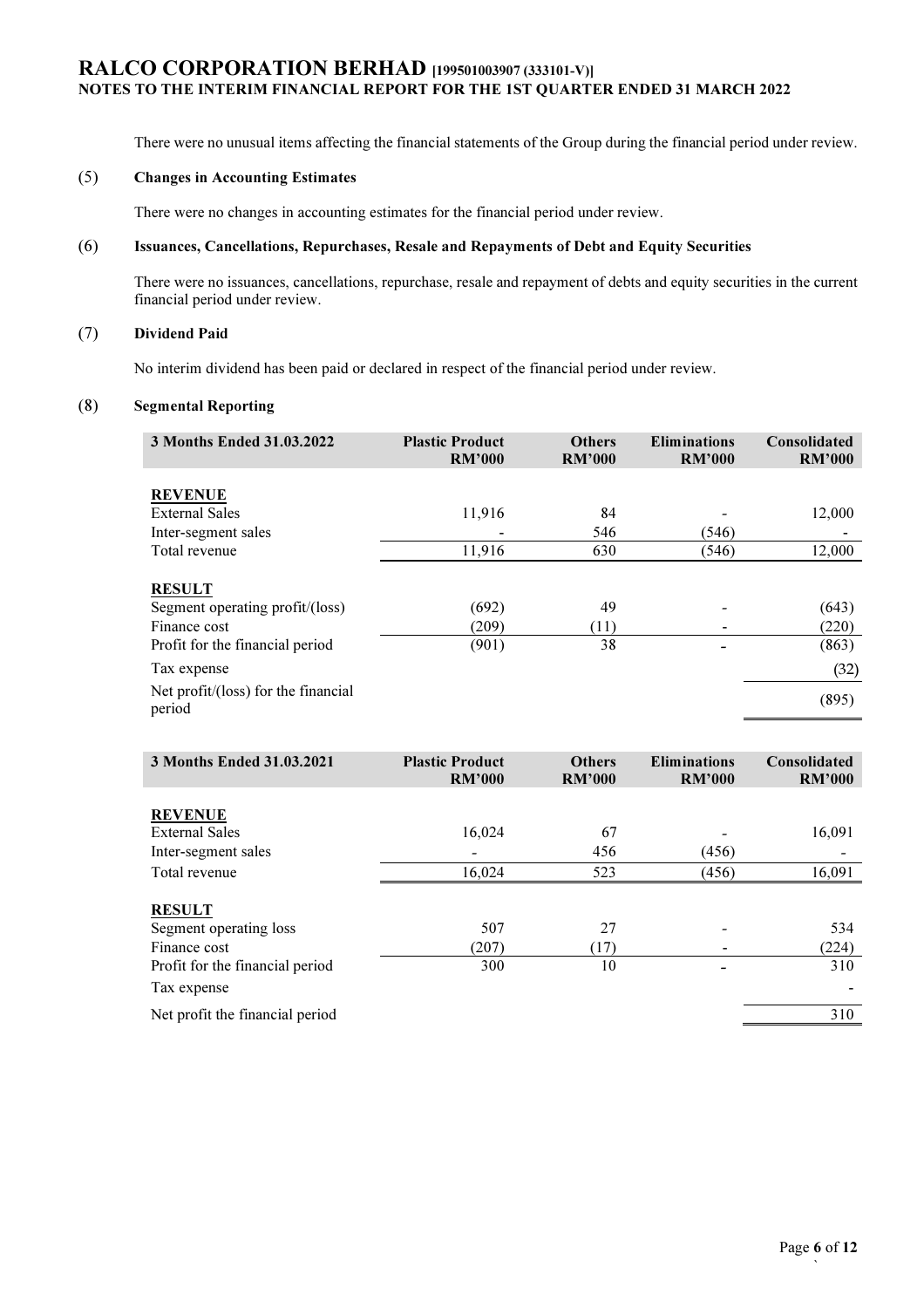There were no unusual items affecting the financial statements of the Group during the financial period under review.

## (5) Changes in Accounting Estimates

There were no changes in accounting estimates for the financial period under review.

## (6) Issuances, Cancellations, Repurchases, Resale and Repayments of Debt and Equity Securities

There were no issuances, cancellations, repurchase, resale and repayment of debts and equity securities in the current financial period under review.

## (7) Dividend Paid

No interim dividend has been paid or declared in respect of the financial period under review.

## (8) Segmental Reporting

| 3 Months Ended 31.03.2022 | Plastic Product RM'000 | Others RM'000 | Eliminations RM'000 | Consolidated RM'000 |
|---|---|---|---|---|
| **REVENUE** | | | | |
| External Sales | 11,916 | 84 | - | 12,000 |
| Inter-segment sales | - | 546 | (546) | - |
| Total revenue | 11,916 | 630 | (546) | 12,000 |
| **RESULT** | | | | |
| Segment operating profit/(loss) | (692) | 49 | - | (643) |
| Finance cost | (209) | (11) | - | (220) |
| Profit for the financial period | (901) | 38 | - | (863) |
| Tax expense | | | | (32) |
| Net profit/(loss) for the financial period | | | | (895) |

| 3 Months Ended 31.03.2021 | Plastic Product RM'000 | Others RM'000 | Eliminations RM'000 | Consolidated RM'000 |
|---|---|---|---|---|
| **REVENUE** | | | | |
| External Sales | 16,024 | 67 | - | 16,091 |
| Inter-segment sales | - | 456 | (456) | - |
| Total revenue | 16,024 | 523 | (456) | 16,091 |
| **RESULT** | | | | |
| Segment operating loss | 507 | 27 | - | 534 |
| Finance cost | (207) | (17) | - | (224) |
| Profit for the financial period | 300 | 10 | - | 310 |
| Tax expense | | | | - |
| Net profit the financial period | | | | 310 |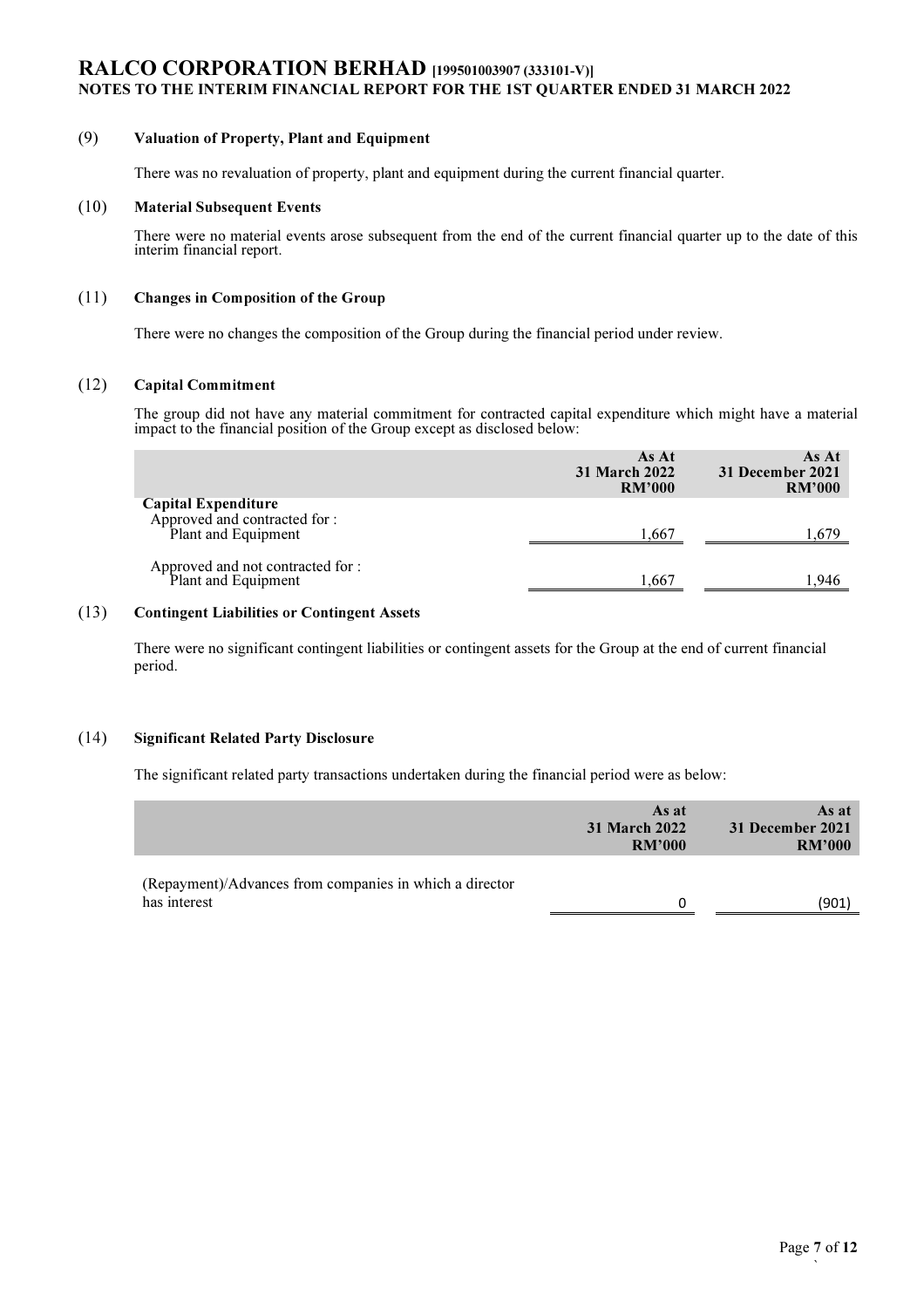# RALCO CORPORATION BERHAD [199501003907 (333101-V)]

## NOTES TO THE INTERIM FINANCIAL REPORT FOR THE 1ST QUARTER ENDED 31 MARCH 2022

### (9) Valuation of Property, Plant and Equipment

There was no revaluation of property, plant and equipment during the current financial quarter.

### (10) Material Subsequent Events

There were no material events arose subsequent from the end of the current financial quarter up to the date of this interim financial report.

### (11) Changes in Composition of the Group

There were no changes the composition of the Group during the financial period under review.

### (12) Capital Commitment

The group did not have any material commitment for contracted capital expenditure which might have a material impact to the financial position of the Group except as disclosed below:

| | As At 31 March 2022 RM'000 | As At 31 December 2021 RM'000 |
|---|---|---|
| **Capital Expenditure** | | |
| Approved and contracted for : | | |
| Plant and Equipment | 1,667 | 1,679 |
| Approved and not contracted for : | | |
| Plant and Equipment | 1,667 | 1,946 |

### (13) Contingent Liabilities or Contingent Assets

There were no significant contingent liabilities or contingent assets for the Group at the end of current financial period.

### (14) Significant Related Party Disclosure

The significant related party transactions undertaken during the financial period were as below:

| | As at 31 March 2022 RM'000 | As at 31 December 2021 RM'000 |
|---|---|---|
| (Repayment)/Advances from companies in which a director has interest | 0 | (901) |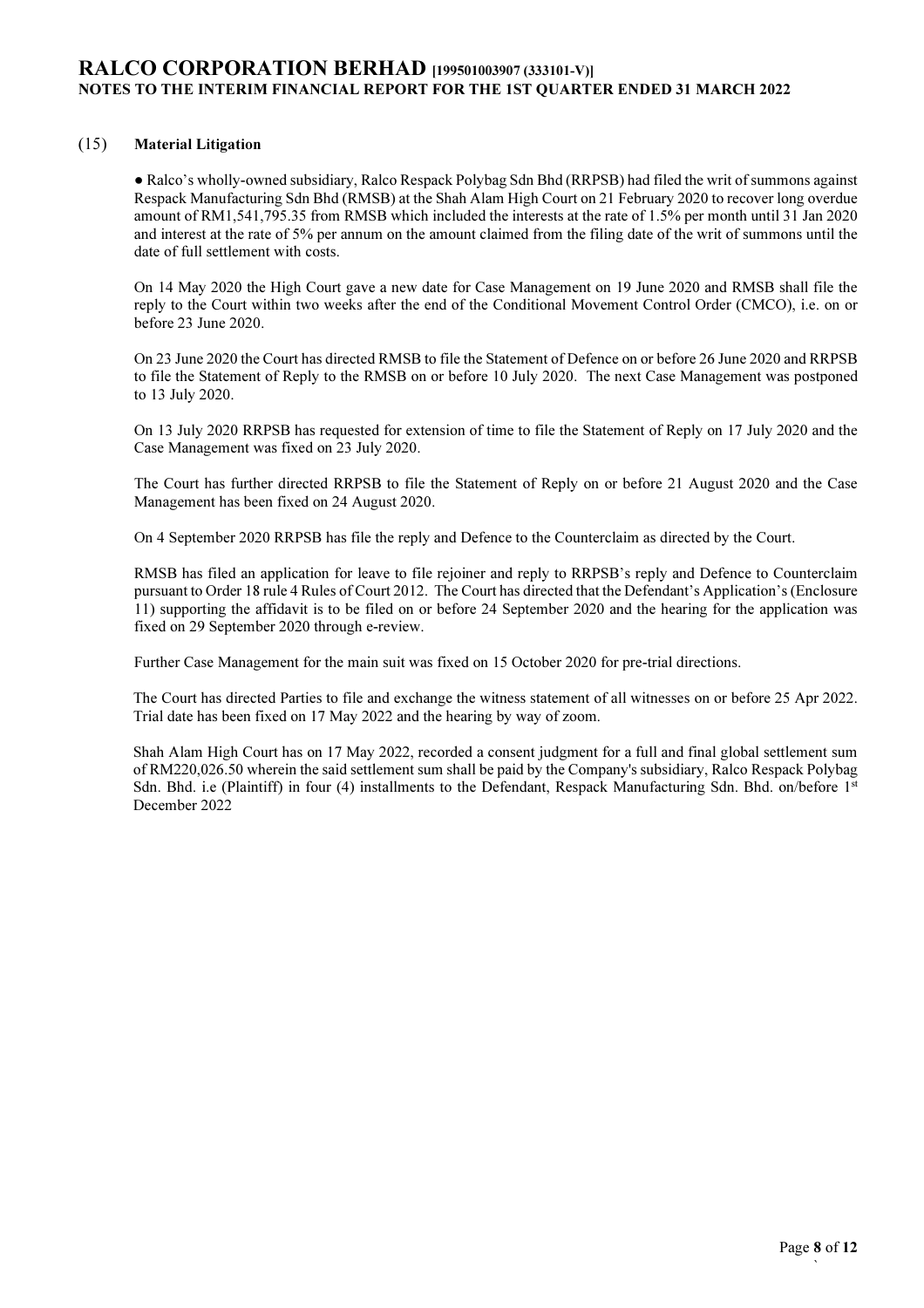## (15) Material Litigation

- Ralco's wholly-owned subsidiary, Ralco Respack Polybag Sdn Bhd (RRPSB) had filed the writ of summons against Respack Manufacturing Sdn Bhd (RMSB) at the Shah Alam High Court on 21 February 2020 to recover long overdue amount of RM1,541,795.35 from RMSB which included the interests at the rate of 1.5% per month until 31 Jan 2020 and interest at the rate of 5% per annum on the amount claimed from the filing date of the writ of summons until the date of full settlement with costs.

On 14 May 2020 the High Court gave a new date for Case Management on 19 June 2020 and RMSB shall file the reply to the Court within two weeks after the end of the Conditional Movement Control Order (CMCO), i.e. on or before 23 June 2020.

On 23 June 2020 the Court has directed RMSB to file the Statement of Defence on or before 26 June 2020 and RRPSB to file the Statement of Reply to the RMSB on or before 10 July 2020. The next Case Management was postponed to 13 July 2020.

On 13 July 2020 RRPSB has requested for extension of time to file the Statement of Reply on 17 July 2020 and the Case Management was fixed on 23 July 2020.

The Court has further directed RRPSB to file the Statement of Reply on or before 21 August 2020 and the Case Management has been fixed on 24 August 2020.

On 4 September 2020 RRPSB has file the reply and Defence to the Counterclaim as directed by the Court.

RMSB has filed an application for leave to file rejoinder and reply to RRPSB's reply and Defence to Counterclaim pursuant to Order 18 rule 4 Rules of Court 2012. The Court has directed that the Defendant's Application's (Enclosure 11) supporting the affidavit is to be filed on or before 24 September 2020 and the hearing for the application was fixed on 29 September 2020 through e-review.

Further Case Management for the main suit was fixed on 15 October 2020 for pre-trial directions.

The Court has directed Parties to file and exchange the witness statement of all witnesses on or before 25 Apr 2022. Trial date has been fixed on 17 May 2022 and the hearing by way of zoom.

Shah Alam High Court has on 17 May 2022, recorded a consent judgment for a full and final global settlement sum of RM220,026.50 wherein the said settlement sum shall be paid by the Company's subsidiary, Ralco Respack Polybag Sdn. Bhd. i.e (Plaintiff) in four (4) installments to the Defendant, Respack Manufacturing Sdn. Bhd. on/before 1st December 2022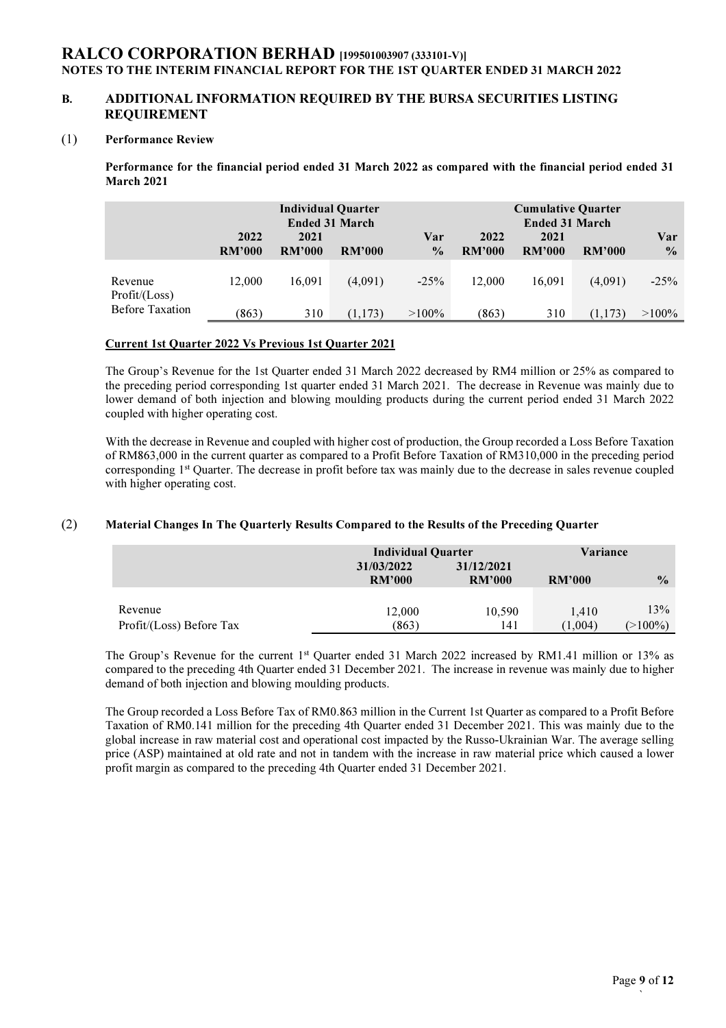# RALCO CORPORATION BERHAD [199501003907 (333101-V)]

**NOTES TO THE INTERIM FINANCIAL REPORT FOR THE 1ST QUARTER ENDED 31 MARCH 2022**

## B. ADDITIONAL INFORMATION REQUIRED BY THE BURSA SECURITIES LISTING REQUIREMENT

### (1) Performance Review

**Performance for the financial period ended 31 March 2022 as compared with the financial period ended 31 March 2021**

| | Individual Quarter Ended 31 March | | | | Cumulative Quarter Ended 31 March | | | |
|---|---|---|---|---|---|---|---|---|
| | 2022 | 2021 | | Var | 2022 | 2021 | | Var |
| | RM'000 | RM'000 | RM'000 | % | RM'000 | RM'000 | RM'000 | % |
| Revenue | 12,000 | 16,091 | (4,091) | -25% | 12,000 | 16,091 | (4,091) | -25% |
| Profit/(Loss) Before Taxation | (863) | 310 | (1,173) | >100% | (863) | 310 | (1,173) | >100% |

**Current 1st Quarter 2022 Vs Previous 1st Quarter 2021**

The Group's Revenue for the 1st Quarter ended 31 March 2022 decreased by RM4 million or 25% as compared to the preceding period corresponding 1st quarter ended 31 March 2021. The decrease in Revenue was mainly due to lower demand of both injection and blowing moulding products during the current period ended 31 March 2022 coupled with higher operating cost.

With the decrease in Revenue and coupled with higher cost of production, the Group recorded a Loss Before Taxation of RM863,000 in the current quarter as compared to a Profit Before Taxation of RM310,000 in the preceding period corresponding 1st Quarter. The decrease in profit before tax was mainly due to the decrease in sales revenue coupled with higher operating cost.

### (2) Material Changes In The Quarterly Results Compared to the Results of the Preceding Quarter

| | Individual Quarter | | Variance | |
|---|---|---|---|---|
| | 31/03/2022 | 31/12/2021 | | |
| | RM'000 | RM'000 | RM'000 | % |
| Revenue | 12,000 | 10,590 | 1,410 | 13% |
| Profit/(Loss) Before Tax | (863) | 141 | (1,004) | (>100%) |

The Group's Revenue for the current 1st Quarter ended 31 March 2022 increased by RM1.41 million or 13% as compared to the preceding 4th Quarter ended 31 December 2021. The increase in revenue was mainly due to higher demand of both injection and blowing moulding products.

The Group recorded a Loss Before Tax of RM0.863 million in the Current 1st Quarter as compared to a Profit Before Taxation of RM0.141 million for the preceding 4th Quarter ended 31 December 2021. This was mainly due to the global increase in raw material cost and operational cost impacted by the Russo-Ukrainian War. The average selling price (ASP) maintained at old rate and not in tandem with the increase in raw material price which caused a lower profit margin as compared to the preceding 4th Quarter ended 31 December 2021.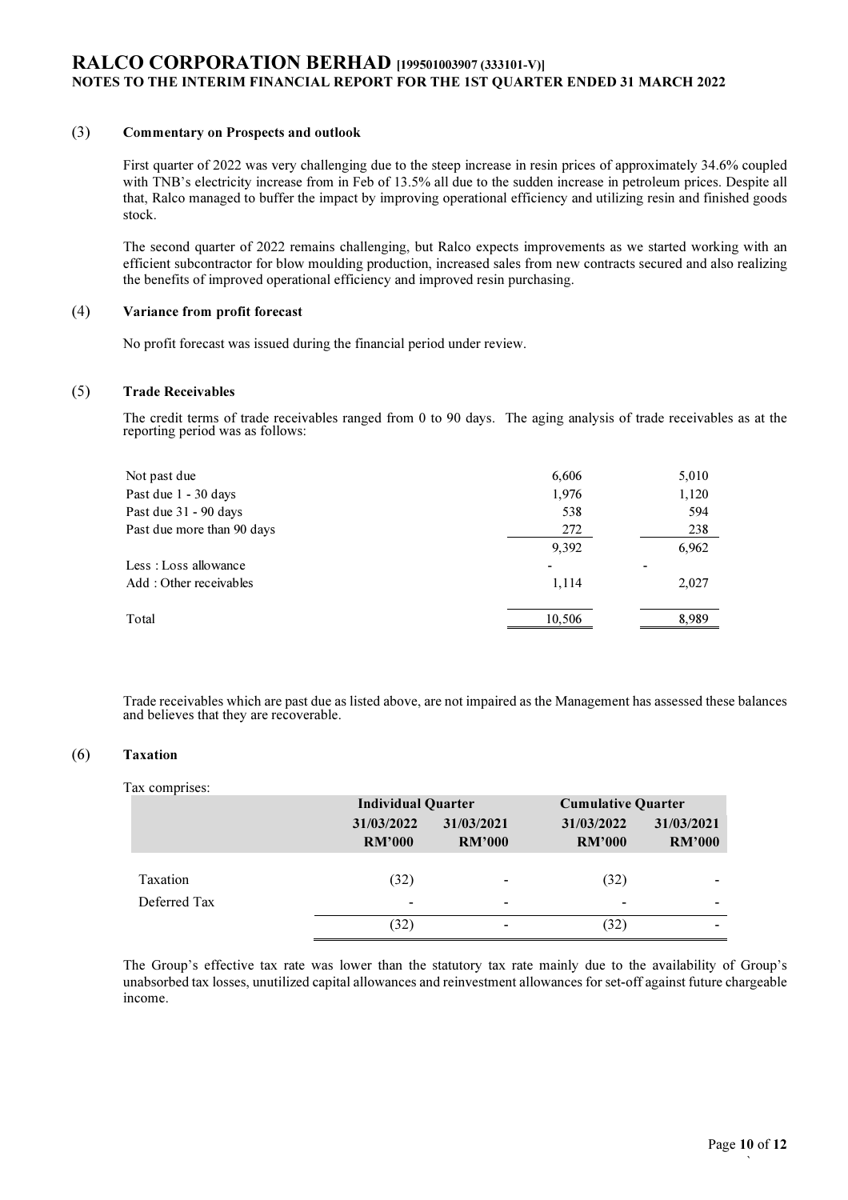### (3) Commentary on Prospects and outlook

First quarter of 2022 was very challenging due to the steep increase in resin prices of approximately 34.6% coupled with TNB's electricity increase from in Feb of 13.5% all due to the sudden increase in petroleum prices. Despite all that, Ralco managed to buffer the impact by improving operational efficiency and utilizing resin and finished goods stock.

The second quarter of 2022 remains challenging, but Ralco expects improvements as we started working with an efficient subcontractor for blow moulding production, increased sales from new contracts secured and also realizing the benefits of improved operational efficiency and improved resin purchasing.

### (4) Variance from profit forecast

No profit forecast was issued during the financial period under review.

### (5) Trade Receivables

The credit terms of trade receivables ranged from 0 to 90 days. The aging analysis of trade receivables as at the reporting period was as follows:

| | | |
|---|---|---|
| Not past due | 6,606 | 5,010 |
| Past due 1 - 30 days | 1,976 | 1,120 |
| Past due 31 - 90 days | 538 | 594 |
| Past due more than 90 days | 272 | 238 |
| | 9,392 | 6,962 |
| Less : Loss allowance | - | - |
| Add : Other receivables | 1,114 | 2,027 |
| Total | 10,506 | 8,989 |

Trade receivables which are past due as listed above, are not impaired as the Management has assessed these balances and believes that they are recoverable.

### (6) Taxation

Tax comprises:

| | Individual Quarter | | Cumulative Quarter | |
|---|---|---|---|---|
| | 31/03/2022 RM'000 | 31/03/2021 RM'000 | 31/03/2022 RM'000 | 31/03/2021 RM'000 |
| Taxation | (32) | - | (32) | - |
| Deferred Tax | - | - | - | - |
| | (32) | - | (32) | - |

The Group's effective tax rate was lower than the statutory tax rate mainly due to the availability of Group's unabsorbed tax losses, unutilized capital allowances and reinvestment allowances for set-off against future chargeable income.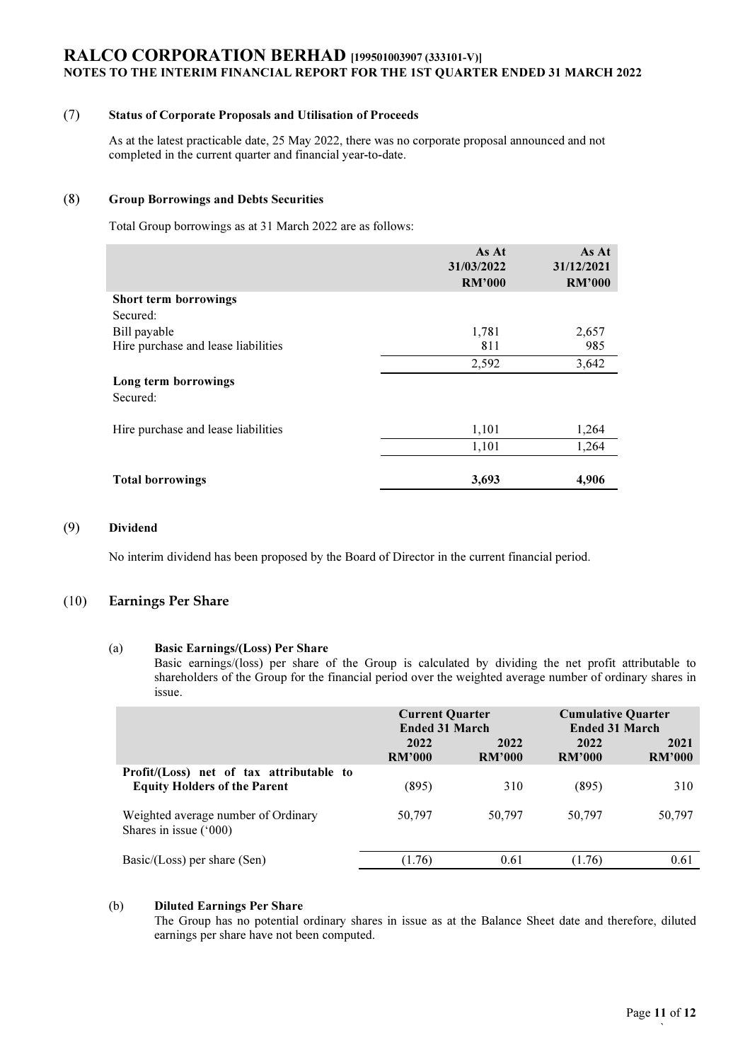# RALCO CORPORATION BERHAD [199501003907 (333101-V)]
## NOTES TO THE INTERIM FINANCIAL REPORT FOR THE 1ST QUARTER ENDED 31 MARCH 2022

### (7) Status of Corporate Proposals and Utilisation of Proceeds

As at the latest practicable date, 25 May 2022, there was no corporate proposal announced and not completed in the current quarter and financial year-to-date.

### (8) Group Borrowings and Debts Securities

Total Group borrowings as at 31 March 2022 are as follows:

| | As At 31/03/2022 RM'000 | As At 31/12/2021 RM'000 |
|---|---|---|
| **Short term borrowings** | | |
| Secured: | | |
| Bill payable | 1,781 | 2,657 |
| Hire purchase and lease liabilities | 811 | 985 |
| | 2,592 | 3,642 |
| **Long term borrowings** | | |
| Secured: | | |
| Hire purchase and lease liabilities | 1,101 | 1,264 |
| | 1,101 | 1,264 |
| **Total borrowings** | **3,693** | **4,906** |

### (9) Dividend

No interim dividend has been proposed by the Board of Director in the current financial period.

### (10) Earnings Per Share

**(a) Basic Earnings/(Loss) Per Share**

Basic earnings/(loss) per share of the Group is calculated by dividing the net profit attributable to shareholders of the Group for the financial period over the weighted average number of ordinary shares in issue.

| | Current Quarter Ended 31 March | | Cumulative Quarter Ended 31 March | |
|---|---|---|---|---|
| | 2022 RM'000 | 2022 RM'000 | 2022 RM'000 | 2021 RM'000 |
| **Profit/(Loss) net of tax attributable to Equity Holders of the Parent** | (895) | 310 | (895) | 310 |
| Weighted average number of Ordinary Shares in issue ('000) | 50,797 | 50,797 | 50,797 | 50,797 |
| Basic/(Loss) per share (Sen) | (1.76) | 0.61 | (1.76) | 0.61 |

**(b) Diluted Earnings Per Share**

The Group has no potential ordinary shares in issue as at the Balance Sheet date and therefore, diluted earnings per share have not been computed.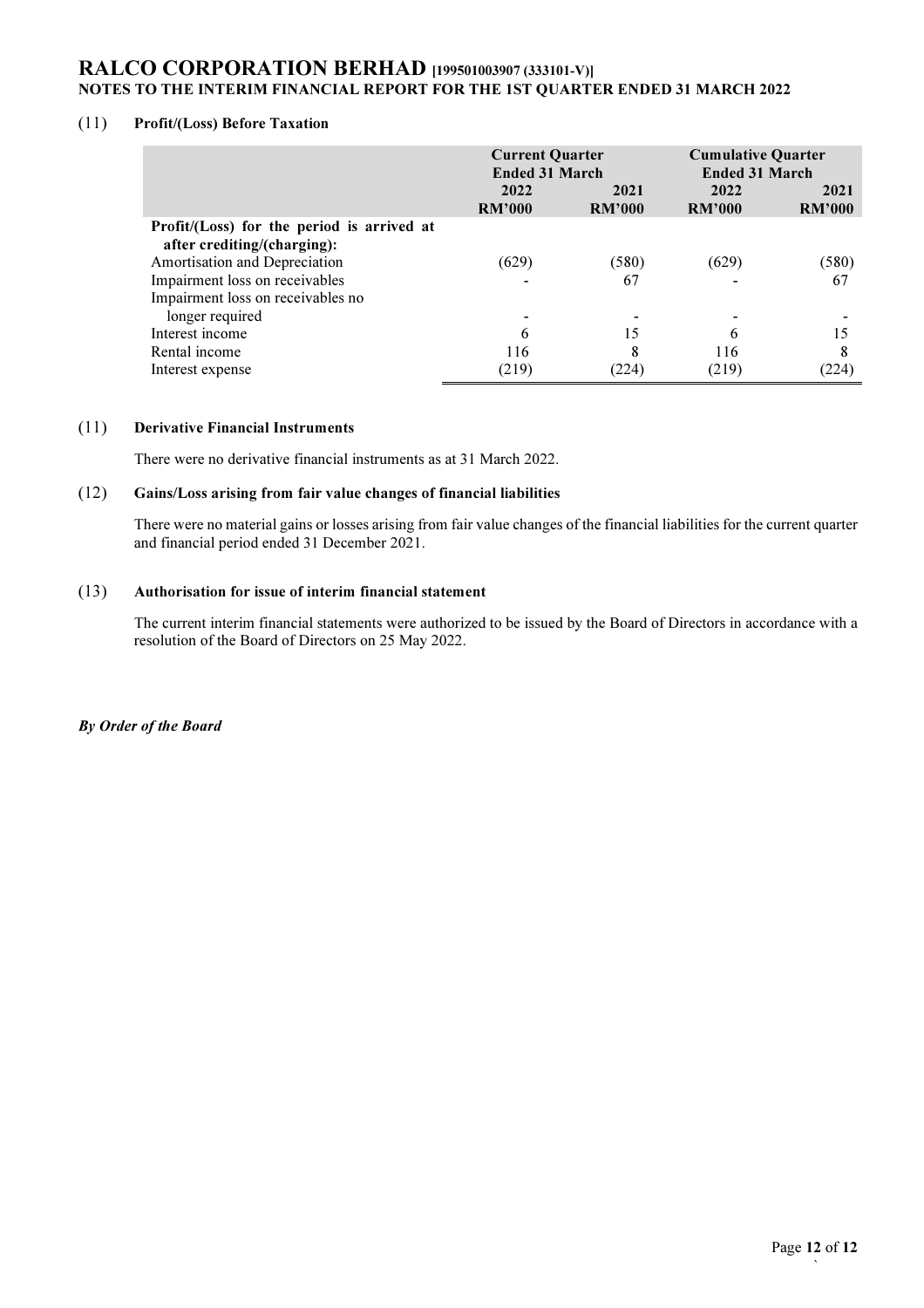# RALCO CORPORATION BERHAD [199501003907 (333101-V)]
## NOTES TO THE INTERIM FINANCIAL REPORT FOR THE 1ST QUARTER ENDED 31 MARCH 2022

### (11) Profit/(Loss) Before Taxation

| | Current Quarter Ended 31 March | | Cumulative Quarter Ended 31 March | |
|---|---|---|---|---|
| | 2022 RM'000 | 2021 RM'000 | 2022 RM'000 | 2021 RM'000 |
| **Profit/(Loss) for the period is arrived at after crediting/(charging):** | | | | |
| Amortisation and Depreciation | (629) | (580) | (629) | (580) |
| Impairment loss on receivables | - | 67 | - | 67 |
| Impairment loss on receivables no longer required | - | - | - | - |
| Interest income | 6 | 15 | 6 | 15 |
| Rental income | 116 | 8 | 116 | 8 |
| Interest expense | (219) | (224) | (219) | (224) |

### (11) Derivative Financial Instruments

There were no derivative financial instruments as at 31 March 2022.

### (12) Gains/Loss arising from fair value changes of financial liabilities

There were no material gains or losses arising from fair value changes of the financial liabilities for the current quarter and financial period ended 31 December 2021.

### (13) Authorisation for issue of interim financial statement

The current interim financial statements were authorized to be issued by the Board of Directors in accordance with a resolution of the Board of Directors on 25 May 2022.

***By Order of the Board***